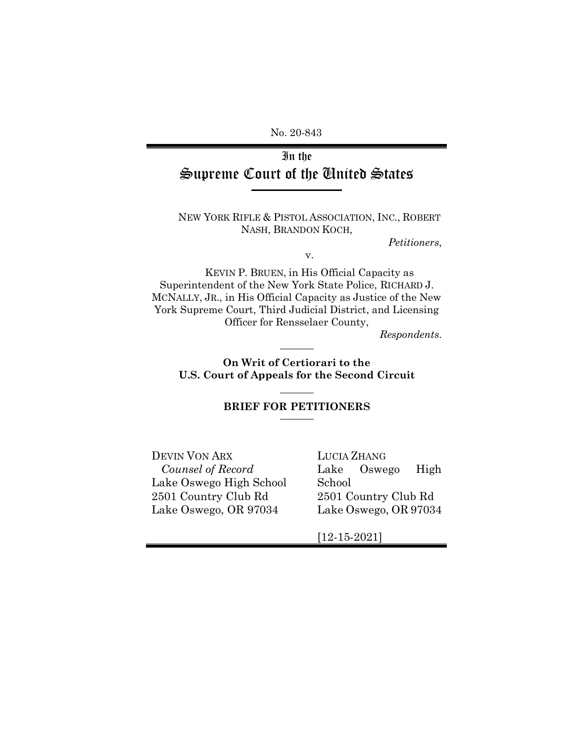No. 20-843

# In the Supreme Court of the United States

NEW YORK RIFLE & PISTOL ASSOCIATION, INC., ROBERT NASH, BRANDON KOCH,

*Petitioners*,

v.

KEVIN P. BRUEN, in His Official Capacity as Superintendent of the New York State Police, RICHARD J. MCNALLY, JR., in His Official Capacity as Justice of the New York Supreme Court, Third Judicial District, and Licensing Officer for Rensselaer County,

*Respondents*.

**On Writ of Certiorari to the U.S. Court of Appeals for the Second Circuit**

**BRIEF FOR PETITIONERS**

DEVIN VON ARX
*Counsel of Record*
Lake Oswego High School
2501 Country Club Rd
Lake Oswego, OR 97034

LUCIA ZHANG
Lake Oswego High School
2501 Country Club Rd
Lake Oswego, OR 97034

[12-15-2021]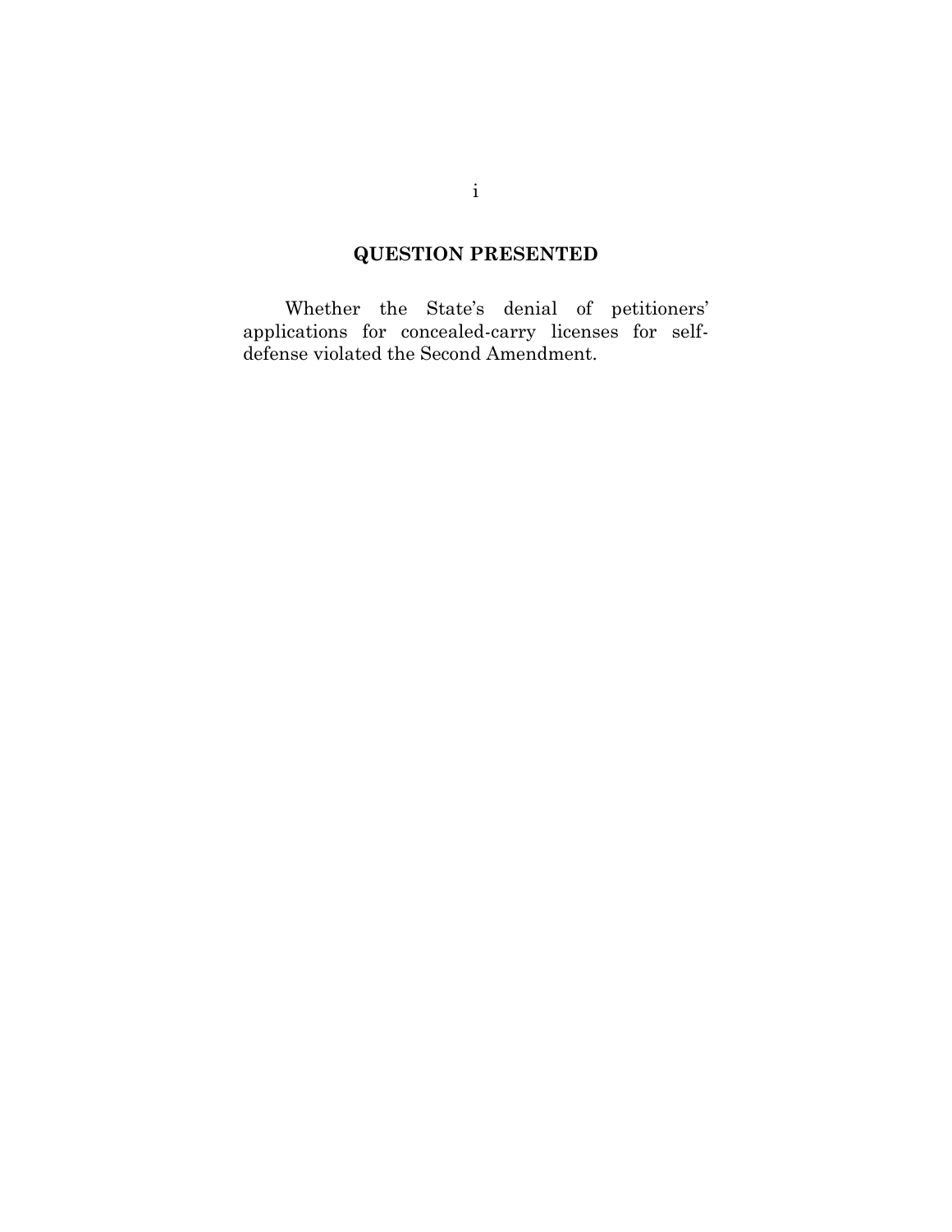## QUESTION PRESENTED

Whether the State's denial of petitioners' applications for concealed-carry licenses for self-defense violated the Second Amendment.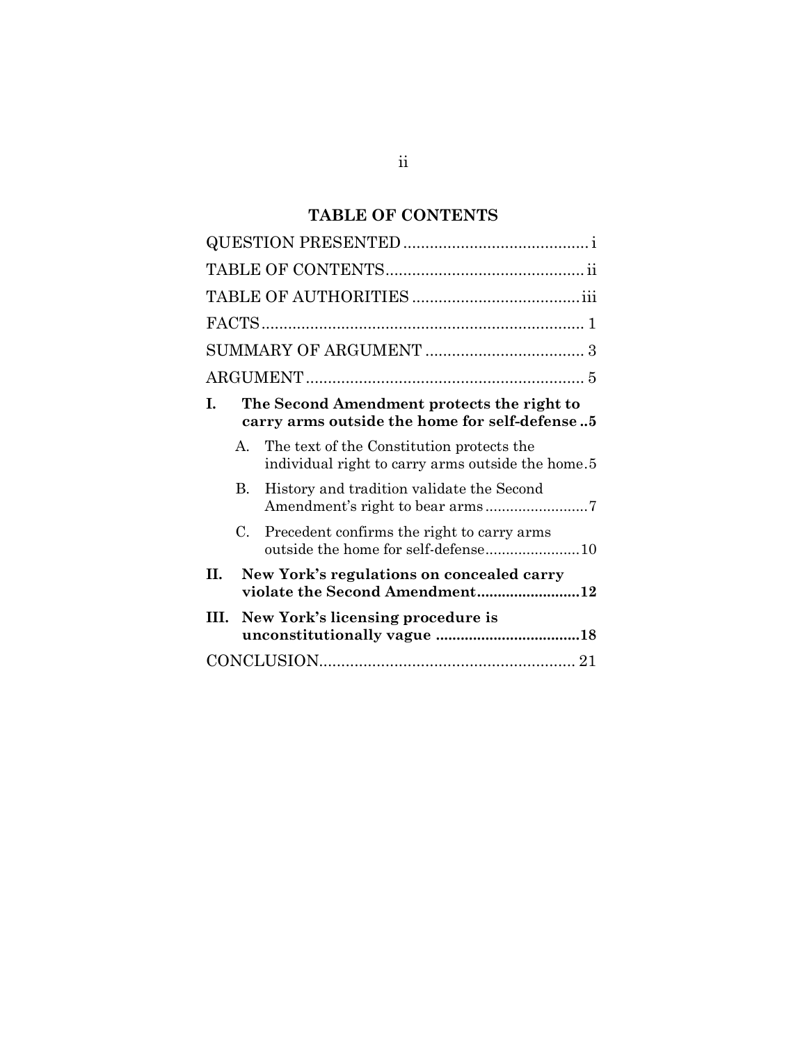# TABLE OF CONTENTS

QUESTION PRESENTED .......................................... i

TABLE OF CONTENTS ............................................ ii

TABLE OF AUTHORITIES ..................................... iii

FACTS ........................................................................ 1

SUMMARY OF ARGUMENT .................................... 3

ARGUMENT ............................................................... 5

**I. The Second Amendment protects the right to carry arms outside the home for self-defense ..5**

A. The text of the Constitution protects the individual right to carry arms outside the home.5

B. History and tradition validate the Second Amendment's right to bear arms ........................7

C. Precedent confirms the right to carry arms outside the home for self-defense......................10

**II. New York's regulations on concealed carry violate the Second Amendment.........................12**

**III. New York's licensing procedure is unconstitutionally vague ..................................18**

CONCLUSION.......................................................... 21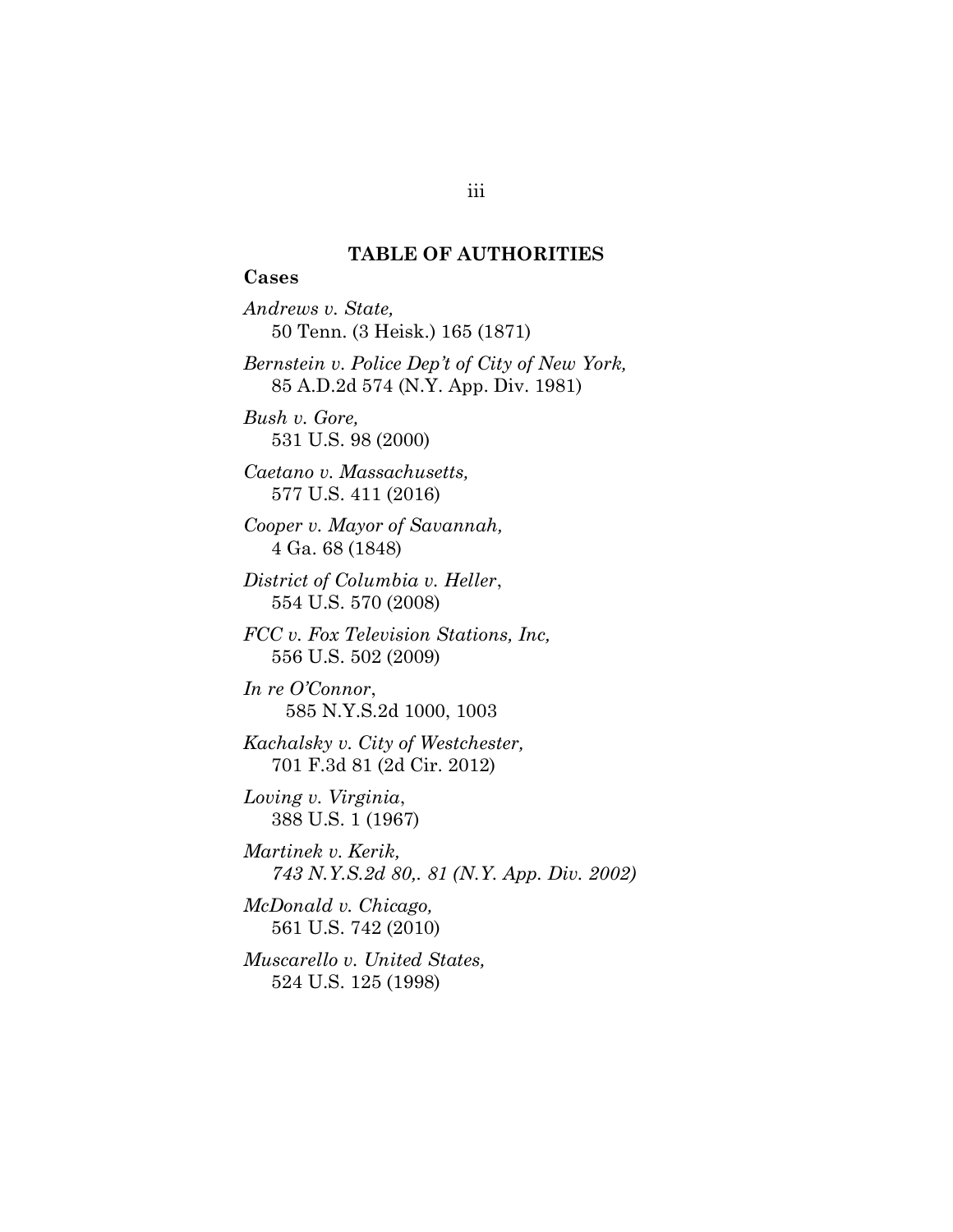## TABLE OF AUTHORITIES

**Cases**

*Andrews v. State,*
50 Tenn. (3 Heisk.) 165 (1871)

*Bernstein v. Police Dep't of City of New York,*
85 A.D.2d 574 (N.Y. App. Div. 1981)

*Bush v. Gore,*
531 U.S. 98 (2000)

*Caetano v. Massachusetts,*
577 U.S. 411 (2016)

*Cooper v. Mayor of Savannah,*
4 Ga. 68 (1848)

*District of Columbia v. Heller*,
554 U.S. 570 (2008)

*FCC v. Fox Television Stations, Inc,*
556 U.S. 502 (2009)

*In re O'Connor*,
585 N.Y.S.2d 1000, 1003

*Kachalsky v. City of Westchester,*
701 F.3d 81 (2d Cir. 2012)

*Loving v. Virginia*,
388 U.S. 1 (1967)

*Martinek v. Kerik,*
*743 N.Y.S.2d 80,. 81 (N.Y. App. Div. 2002)*

*McDonald v. Chicago,*
561 U.S. 742 (2010)

*Muscarello v. United States,*
524 U.S. 125 (1998)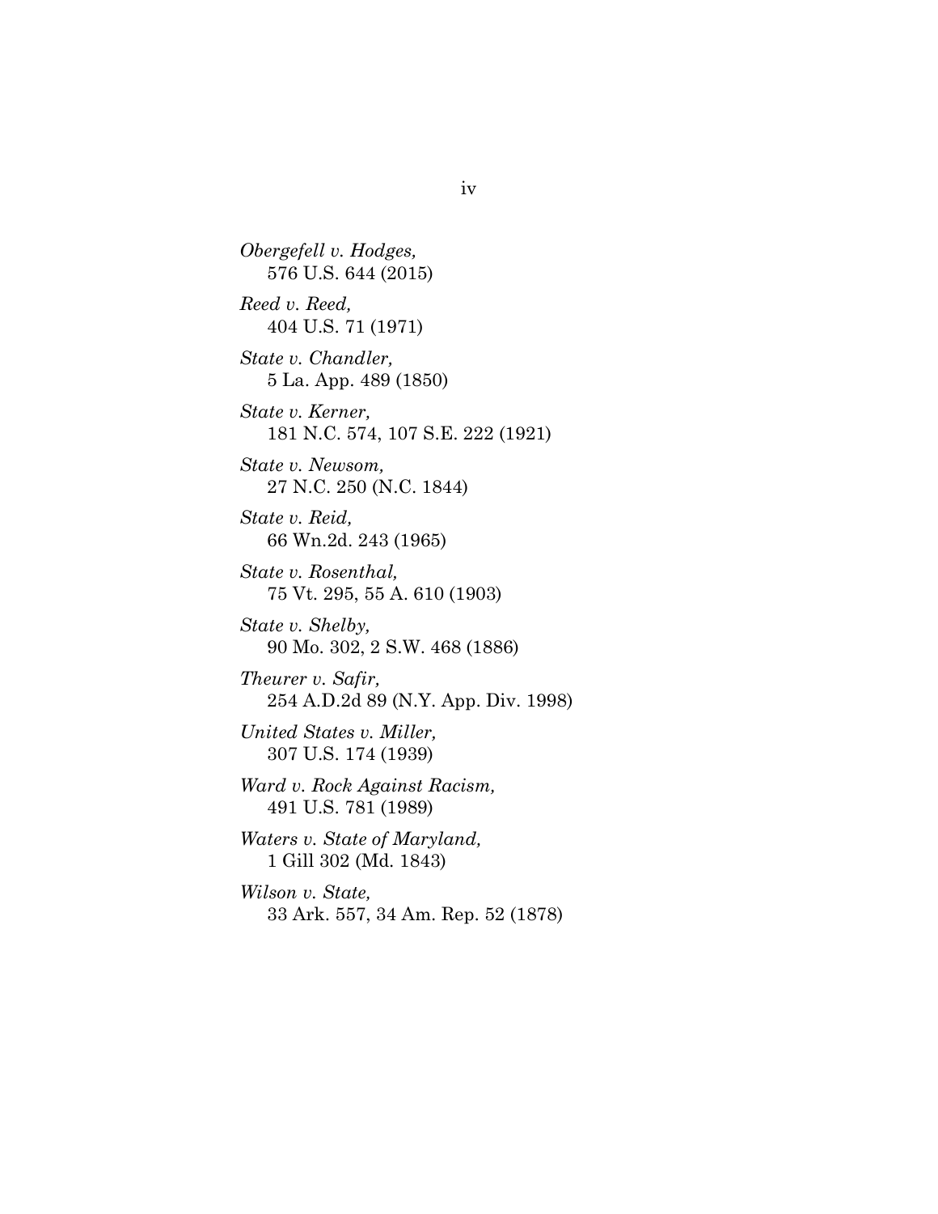*Obergefell v. Hodges,*
576 U.S. 644 (2015)

*Reed v. Reed,*
404 U.S. 71 (1971)

*State v. Chandler,*
5 La. App. 489 (1850)

*State v. Kerner,*
181 N.C. 574, 107 S.E. 222 (1921)

*State v. Newsom,*
27 N.C. 250 (N.C. 1844)

*State v. Reid,*
66 Wn.2d. 243 (1965)

*State v. Rosenthal,*
75 Vt. 295, 55 A. 610 (1903)

*State v. Shelby,*
90 Mo. 302, 2 S.W. 468 (1886)

*Theurer v. Safir,*
254 A.D.2d 89 (N.Y. App. Div. 1998)

*United States v. Miller,*
307 U.S. 174 (1939)

*Ward v. Rock Against Racism,*
491 U.S. 781 (1989)

*Waters v. State of Maryland,*
1 Gill 302 (Md. 1843)

*Wilson v. State,*
33 Ark. 557, 34 Am. Rep. 52 (1878)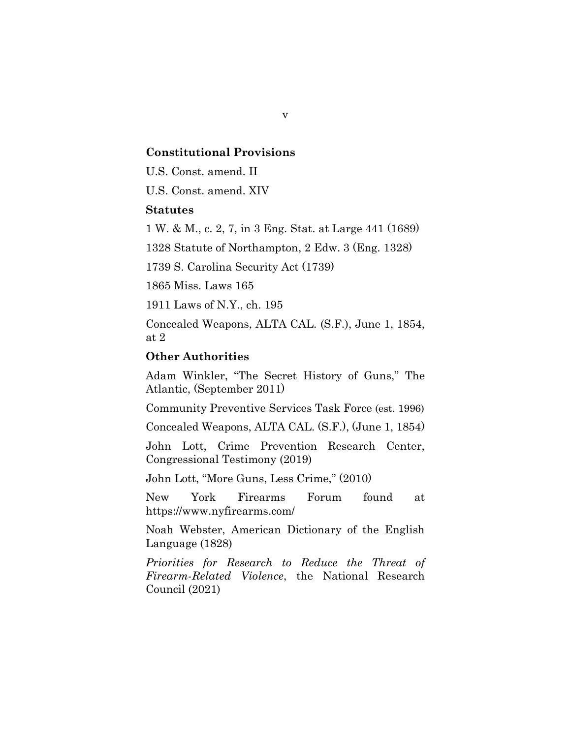**Constitutional Provisions**

U.S. Const. amend. II

U.S. Const. amend. XIV

**Statutes**

1 W. & M., c. 2, 7, in 3 Eng. Stat. at Large 441 (1689)

1328 Statute of Northampton, 2 Edw. 3 (Eng. 1328)

1739 S. Carolina Security Act (1739)

1865 Miss. Laws 165

1911 Laws of N.Y., ch. 195

Concealed Weapons, ALTA CAL. (S.F.), June 1, 1854, at 2

**Other Authorities**

Adam Winkler, "The Secret History of Guns," The Atlantic, (September 2011)

Community Preventive Services Task Force (est. 1996)

Concealed Weapons, ALTA CAL. (S.F.), (June 1, 1854)

John Lott, Crime Prevention Research Center, Congressional Testimony (2019)

John Lott, "More Guns, Less Crime," (2010)

New York Firearms Forum found at https://www.nyfirearms.com/

Noah Webster, American Dictionary of the English Language (1828)

*Priorities for Research to Reduce the Threat of Firearm-Related Violence*, the National Research Council (2021)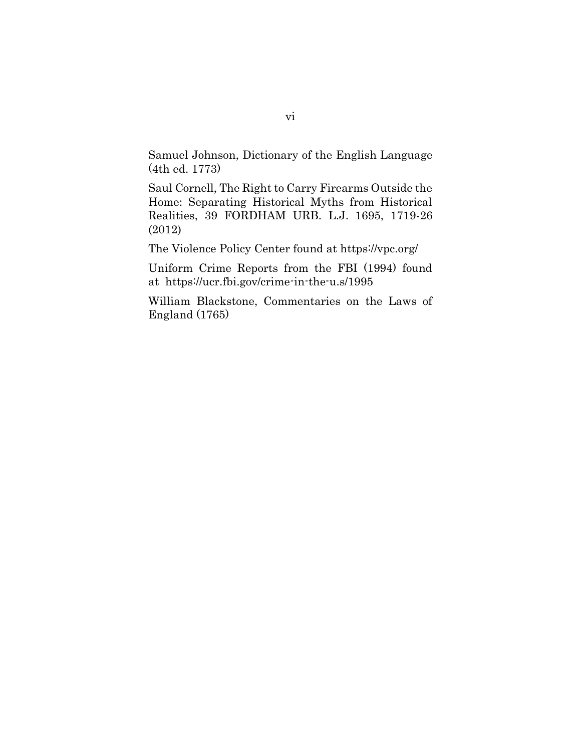Samuel Johnson, Dictionary of the English Language (4th ed. 1773)

Saul Cornell, The Right to Carry Firearms Outside the Home: Separating Historical Myths from Historical Realities, 39 FORDHAM URB. L.J. 1695, 1719-26 (2012)

The Violence Policy Center found at https://vpc.org/

Uniform Crime Reports from the FBI (1994) found at https://ucr.fbi.gov/crime-in-the-u.s/1995

William Blackstone, Commentaries on the Laws of England (1765)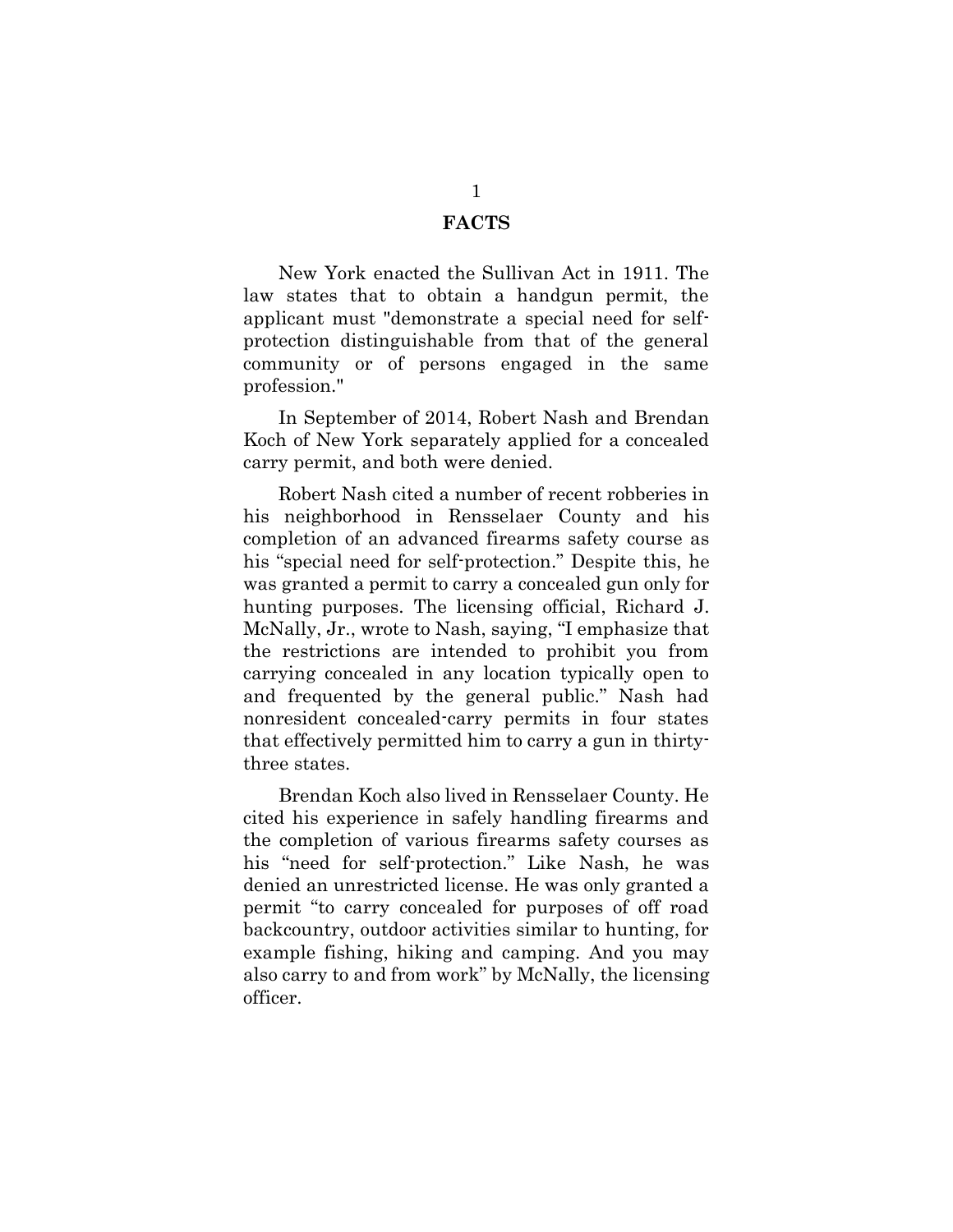# FACTS

New York enacted the Sullivan Act in 1911. The law states that to obtain a handgun permit, the applicant must "demonstrate a special need for self-protection distinguishable from that of the general community or of persons engaged in the same profession."

In September of 2014, Robert Nash and Brendan Koch of New York separately applied for a concealed carry permit, and both were denied.

Robert Nash cited a number of recent robberies in his neighborhood in Rensselaer County and his completion of an advanced firearms safety course as his "special need for self-protection." Despite this, he was granted a permit to carry a concealed gun only for hunting purposes. The licensing official, Richard J. McNally, Jr., wrote to Nash, saying, "I emphasize that the restrictions are intended to prohibit you from carrying concealed in any location typically open to and frequented by the general public." Nash had nonresident concealed-carry permits in four states that effectively permitted him to carry a gun in thirty-three states.

Brendan Koch also lived in Rensselaer County. He cited his experience in safely handling firearms and the completion of various firearms safety courses as his "need for self-protection." Like Nash, he was denied an unrestricted license. He was only granted a permit "to carry concealed for purposes of off road backcountry, outdoor activities similar to hunting, for example fishing, hiking and camping. And you may also carry to and from work" by McNally, the licensing officer.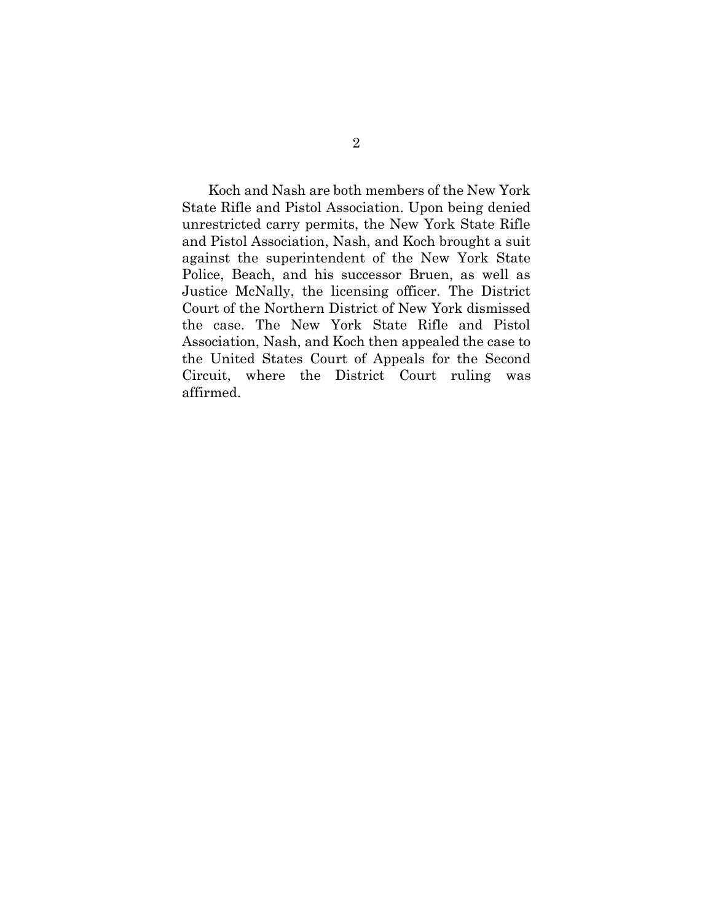Koch and Nash are both members of the New York State Rifle and Pistol Association. Upon being denied unrestricted carry permits, the New York State Rifle and Pistol Association, Nash, and Koch brought a suit against the superintendent of the New York State Police, Beach, and his successor Bruen, as well as Justice McNally, the licensing officer. The District Court of the Northern District of New York dismissed the case. The New York State Rifle and Pistol Association, Nash, and Koch then appealed the case to the United States Court of Appeals for the Second Circuit, where the District Court ruling was affirmed.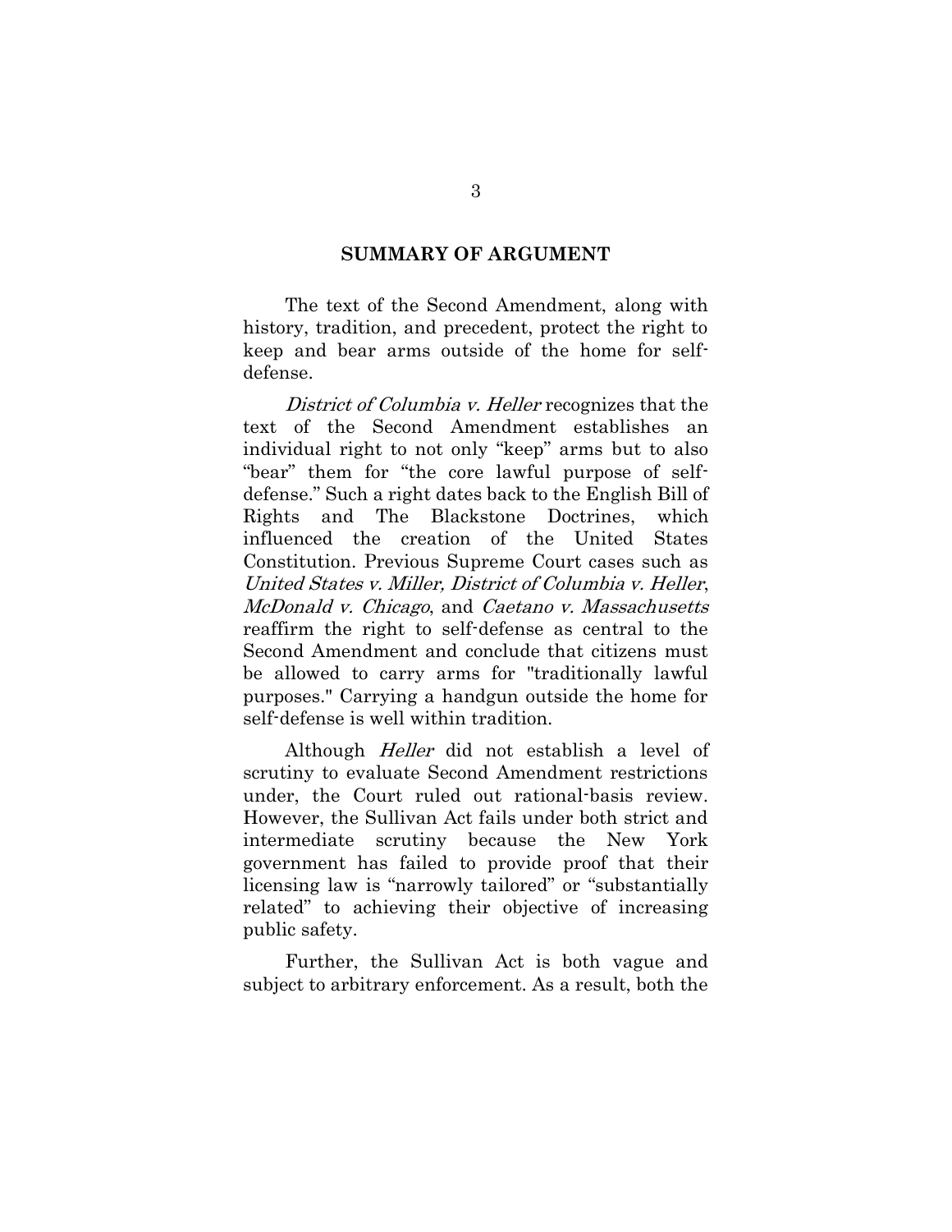## SUMMARY OF ARGUMENT

The text of the Second Amendment, along with history, tradition, and precedent, protect the right to keep and bear arms outside of the home for self-defense.

*District of Columbia v. Heller* recognizes that the text of the Second Amendment establishes an individual right to not only "keep" arms but to also "bear" them for "the core lawful purpose of self-defense." Such a right dates back to the English Bill of Rights and The Blackstone Doctrines, which influenced the creation of the United States Constitution. Previous Supreme Court cases such as *United States v. Miller, District of Columbia v. Heller*, *McDonald v. Chicago*, and *Caetano v. Massachusetts* reaffirm the right to self-defense as central to the Second Amendment and conclude that citizens must be allowed to carry arms for "traditionally lawful purposes." Carrying a handgun outside the home for self-defense is well within tradition.

Although *Heller* did not establish a level of scrutiny to evaluate Second Amendment restrictions under, the Court ruled out rational-basis review. However, the Sullivan Act fails under both strict and intermediate scrutiny because the New York government has failed to provide proof that their licensing law is "narrowly tailored" or "substantially related" to achieving their objective of increasing public safety.

Further, the Sullivan Act is both vague and subject to arbitrary enforcement. As a result, both the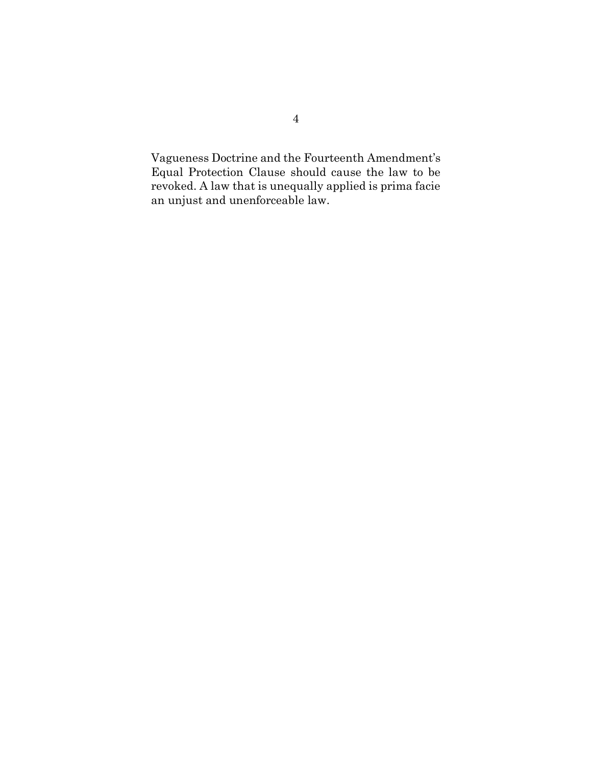Vagueness Doctrine and the Fourteenth Amendment's Equal Protection Clause should cause the law to be revoked. A law that is unequally applied is prima facie an unjust and unenforceable law.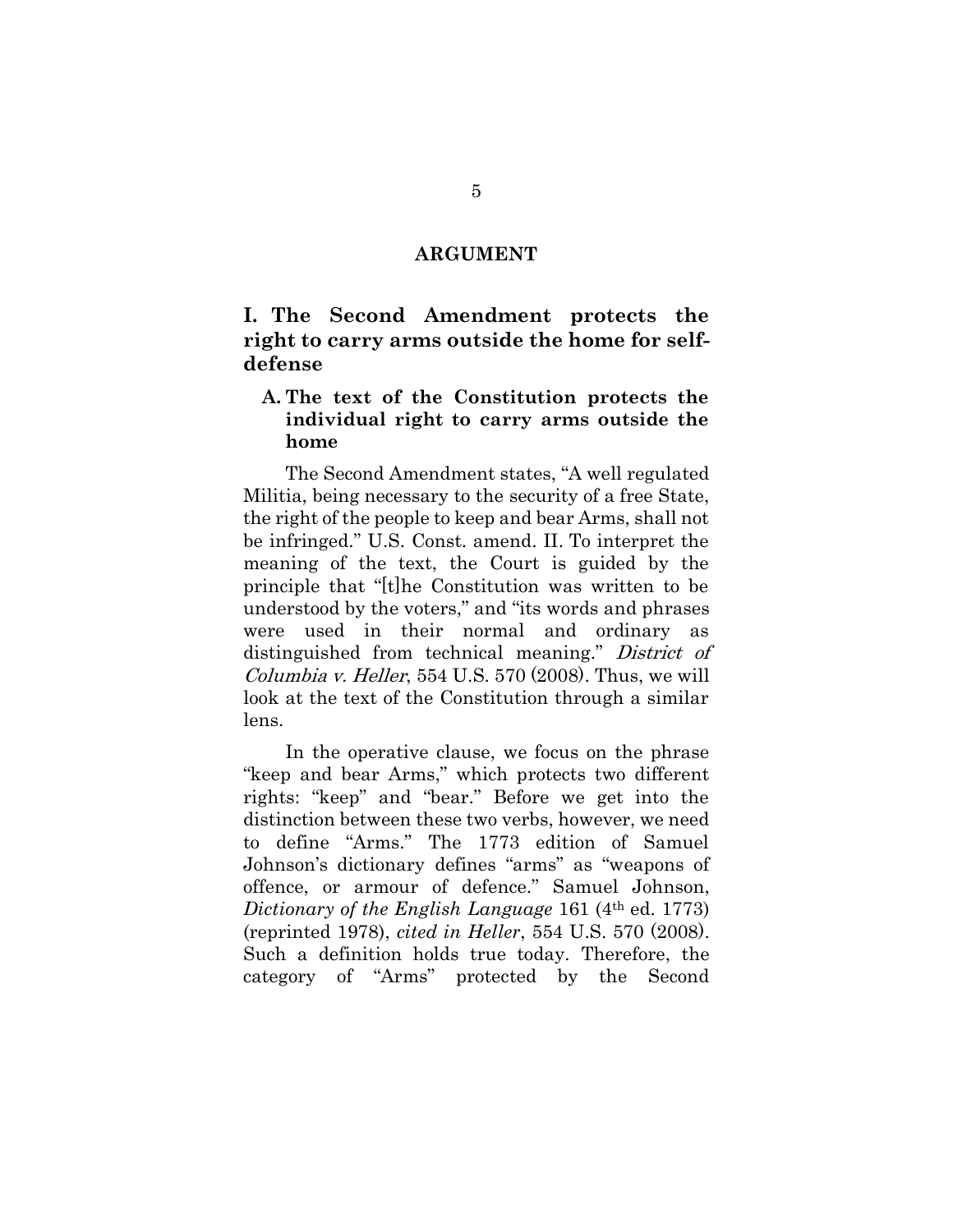# ARGUMENT

## I. The Second Amendment protects the right to carry arms outside the home for self-defense

### A. The text of the Constitution protects the individual right to carry arms outside the home

The Second Amendment states, "A well regulated Militia, being necessary to the security of a free State, the right of the people to keep and bear Arms, shall not be infringed." U.S. Const. amend. II. To interpret the meaning of the text, the Court is guided by the principle that "[t]he Constitution was written to be understood by the voters," and "its words and phrases were used in their normal and ordinary as distinguished from technical meaning." *District of Columbia v. Heller*, 554 U.S. 570 (2008). Thus, we will look at the text of the Constitution through a similar lens.

In the operative clause, we focus on the phrase "keep and bear Arms," which protects two different rights: "keep" and "bear." Before we get into the distinction between these two verbs, however, we need to define "Arms." The 1773 edition of Samuel Johnson's dictionary defines "arms" as "weapons of offence, or armour of defence." Samuel Johnson, *Dictionary of the English Language* 161 (4th ed. 1773) (reprinted 1978), *cited in Heller*, 554 U.S. 570 (2008). Such a definition holds true today. Therefore, the category of "Arms" protected by the Second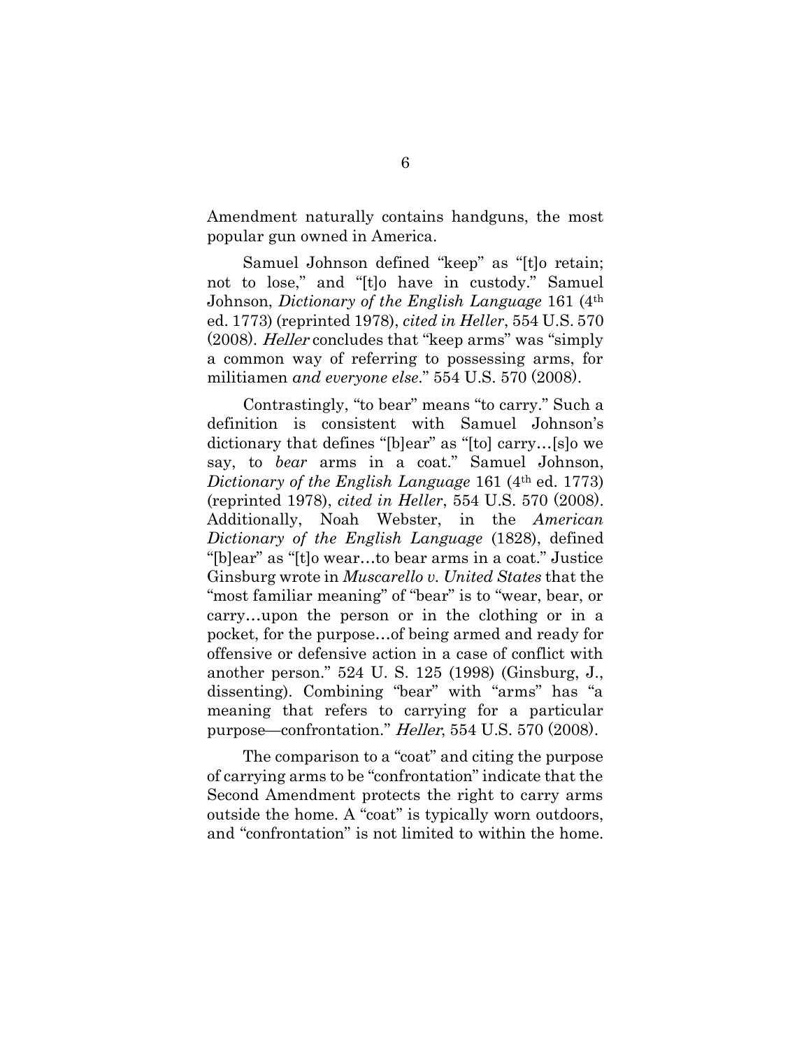Amendment naturally contains handguns, the most popular gun owned in America.

Samuel Johnson defined "keep" as "[t]o retain; not to lose," and "[t]o have in custody." Samuel Johnson, *Dictionary of the English Language* 161 (4th ed. 1773) (reprinted 1978), *cited in Heller*, 554 U.S. 570 (2008). *Heller* concludes that "keep arms" was "simply a common way of referring to possessing arms, for militiamen *and everyone else*." 554 U.S. 570 (2008).

Contrastingly, "to bear" means "to carry." Such a definition is consistent with Samuel Johnson's dictionary that defines "[b]ear" as "[to] carry…[s]o we say, to *bear* arms in a coat." Samuel Johnson, *Dictionary of the English Language* 161 (4th ed. 1773) (reprinted 1978), *cited in Heller*, 554 U.S. 570 (2008). Additionally, Noah Webster, in the *American Dictionary of the English Language* (1828), defined "[b]ear" as "[t]o wear…to bear arms in a coat." Justice Ginsburg wrote in *Muscarello v. United States* that the "most familiar meaning" of "bear" is to "wear, bear, or carry…upon the person or in the clothing or in a pocket, for the purpose…of being armed and ready for offensive or defensive action in a case of conflict with another person." 524 U. S. 125 (1998) (Ginsburg, J., dissenting). Combining "bear" with "arms" has "a meaning that refers to carrying for a particular purpose—confrontation." *Heller*, 554 U.S. 570 (2008).

The comparison to a "coat" and citing the purpose of carrying arms to be "confrontation" indicate that the Second Amendment protects the right to carry arms outside the home. A "coat" is typically worn outdoors, and "confrontation" is not limited to within the home.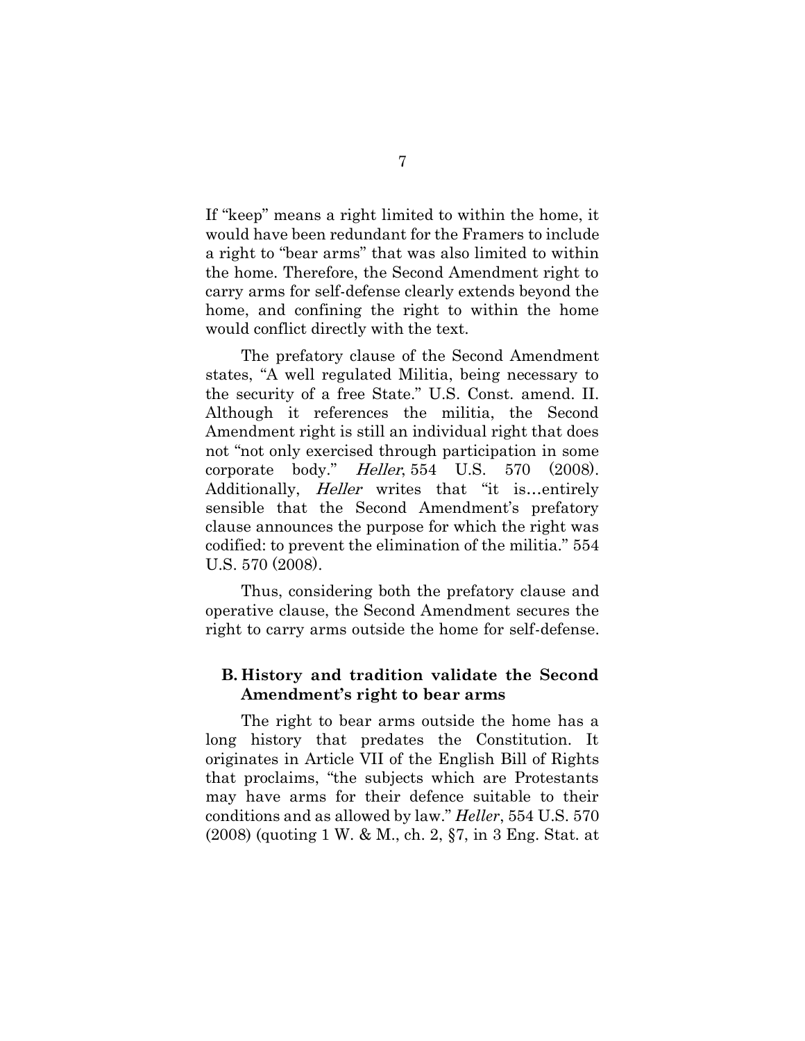If "keep" means a right limited to within the home, it would have been redundant for the Framers to include a right to "bear arms" that was also limited to within the home. Therefore, the Second Amendment right to carry arms for self-defense clearly extends beyond the home, and confining the right to within the home would conflict directly with the text.

The prefatory clause of the Second Amendment states, "A well regulated Militia, being necessary to the security of a free State." U.S. Const. amend. II. Although it references the militia, the Second Amendment right is still an individual right that does not "not only exercised through participation in some corporate body." *Heller*, 554 U.S. 570 (2008). Additionally, *Heller* writes that "it is…entirely sensible that the Second Amendment's prefatory clause announces the purpose for which the right was codified: to prevent the elimination of the militia." 554 U.S. 570 (2008).

Thus, considering both the prefatory clause and operative clause, the Second Amendment secures the right to carry arms outside the home for self-defense.

### B. History and tradition validate the Second Amendment's right to bear arms

The right to bear arms outside the home has a long history that predates the Constitution. It originates in Article VII of the English Bill of Rights that proclaims, "the subjects which are Protestants may have arms for their defence suitable to their conditions and as allowed by law." *Heller*, 554 U.S. 570 (2008) (quoting 1 W. & M., ch. 2, §7, in 3 Eng. Stat. at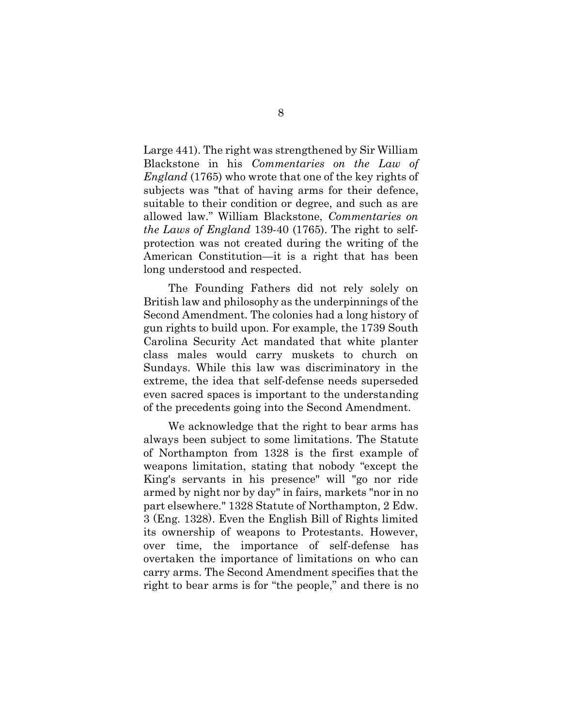Large 441). The right was strengthened by Sir William Blackstone in his *Commentaries on the Law of England* (1765) who wrote that one of the key rights of subjects was "that of having arms for their defence, suitable to their condition or degree, and such as are allowed law." William Blackstone, *Commentaries on the Laws of England* 139-40 (1765). The right to self-protection was not created during the writing of the American Constitution—it is a right that has been long understood and respected.

The Founding Fathers did not rely solely on British law and philosophy as the underpinnings of the Second Amendment. The colonies had a long history of gun rights to build upon. For example, the 1739 South Carolina Security Act mandated that white planter class males would carry muskets to church on Sundays. While this law was discriminatory in the extreme, the idea that self-defense needs superseded even sacred spaces is important to the understanding of the precedents going into the Second Amendment.

We acknowledge that the right to bear arms has always been subject to some limitations. The Statute of Northampton from 1328 is the first example of weapons limitation, stating that nobody "except the King's servants in his presence" will "go nor ride armed by night nor by day" in fairs, markets "nor in no part elsewhere." 1328 Statute of Northampton, 2 Edw. 3 (Eng. 1328). Even the English Bill of Rights limited its ownership of weapons to Protestants. However, over time, the importance of self-defense has overtaken the importance of limitations on who can carry arms. The Second Amendment specifies that the right to bear arms is for "the people," and there is no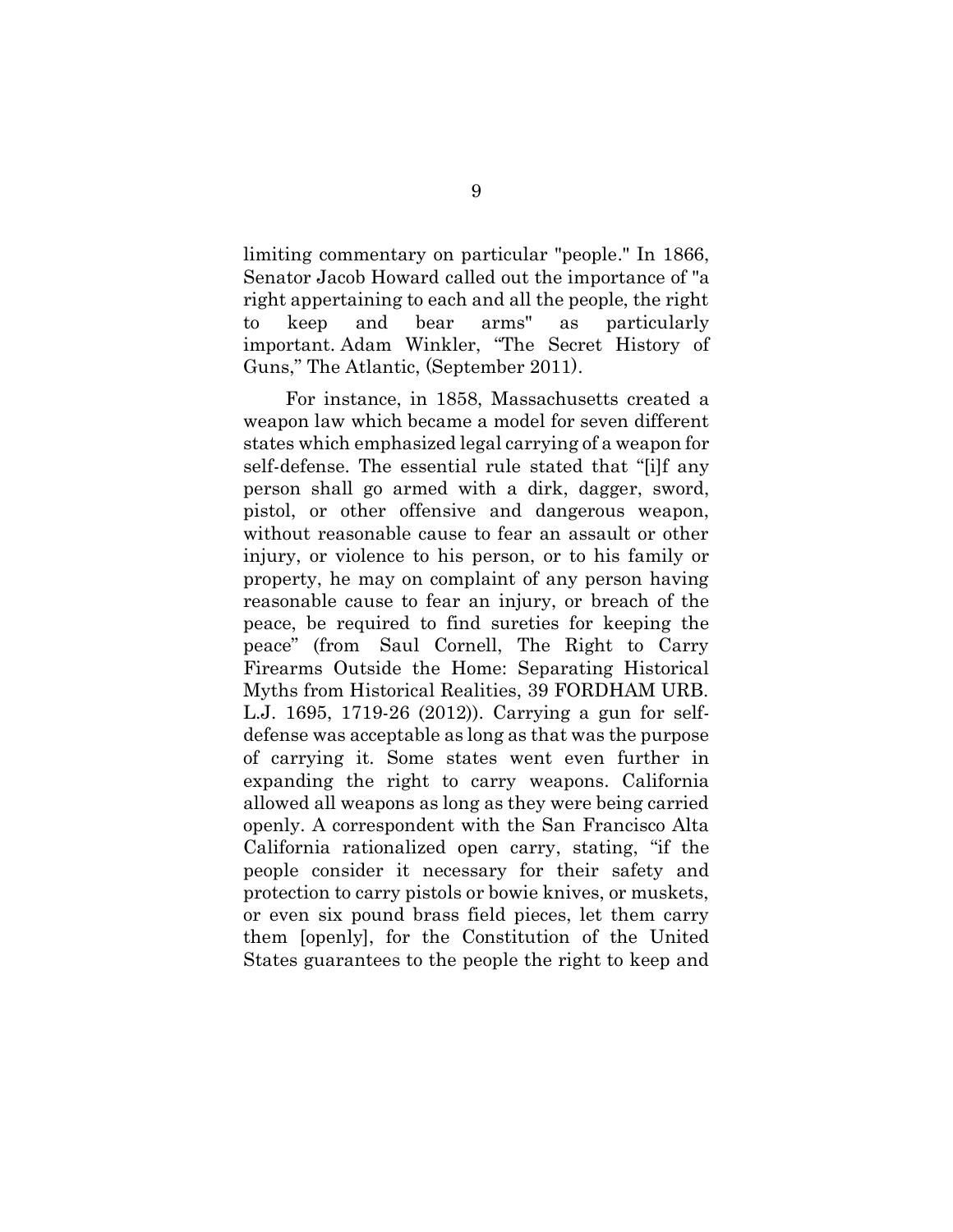limiting commentary on particular "people." In 1866, Senator Jacob Howard called out the importance of "a right appertaining to each and all the people, the right to keep and bear arms" as particularly important. Adam Winkler, "The Secret History of Guns," The Atlantic, (September 2011).

For instance, in 1858, Massachusetts created a weapon law which became a model for seven different states which emphasized legal carrying of a weapon for self-defense. The essential rule stated that "[i]f any person shall go armed with a dirk, dagger, sword, pistol, or other offensive and dangerous weapon, without reasonable cause to fear an assault or other injury, or violence to his person, or to his family or property, he may on complaint of any person having reasonable cause to fear an injury, or breach of the peace, be required to find sureties for keeping the peace" (from Saul Cornell, The Right to Carry Firearms Outside the Home: Separating Historical Myths from Historical Realities, 39 FORDHAM URB. L.J. 1695, 1719-26 (2012)). Carrying a gun for self-defense was acceptable as long as that was the purpose of carrying it. Some states went even further in expanding the right to carry weapons. California allowed all weapons as long as they were being carried openly. A correspondent with the San Francisco Alta California rationalized open carry, stating, "if the people consider it necessary for their safety and protection to carry pistols or bowie knives, or muskets, or even six pound brass field pieces, let them carry them [openly], for the Constitution of the United States guarantees to the people the right to keep and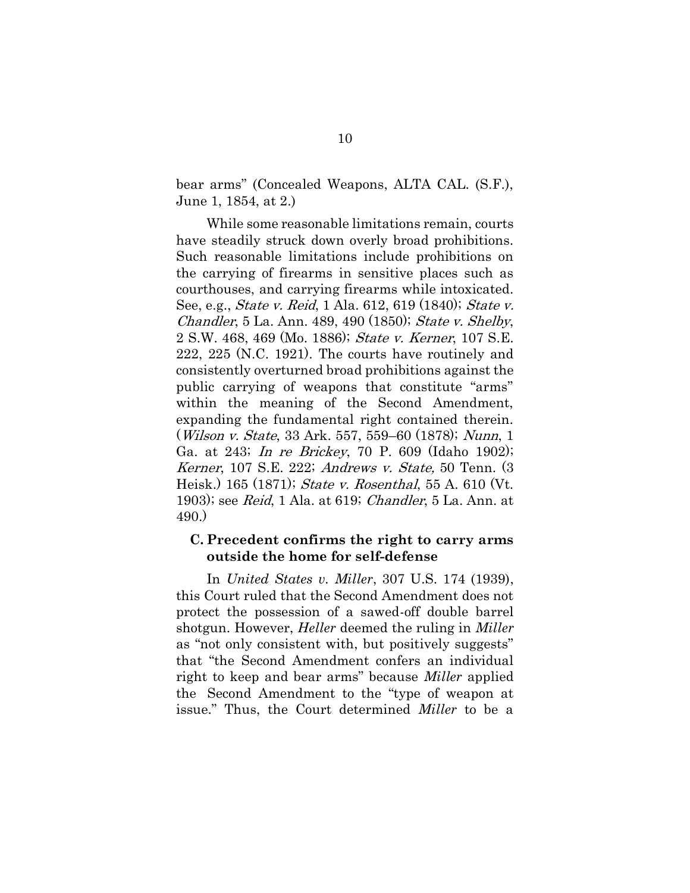bear arms" (Concealed Weapons, ALTA CAL. (S.F.), June 1, 1854, at 2.)

While some reasonable limitations remain, courts have steadily struck down overly broad prohibitions. Such reasonable limitations include prohibitions on the carrying of firearms in sensitive places such as courthouses, and carrying firearms while intoxicated. See, e.g., *State v. Reid*, 1 Ala. 612, 619 (1840); *State v. Chandler*, 5 La. Ann. 489, 490 (1850); *State v. Shelby*, 2 S.W. 468, 469 (Mo. 1886); *State v. Kerner*, 107 S.E. 222, 225 (N.C. 1921). The courts have routinely and consistently overturned broad prohibitions against the public carrying of weapons that constitute "arms" within the meaning of the Second Amendment, expanding the fundamental right contained therein. (*Wilson v. State*, 33 Ark. 557, 559–60 (1878); *Nunn*, 1 Ga. at 243; *In re Brickey*, 70 P. 609 (Idaho 1902); *Kerner*, 107 S.E. 222; *Andrews v. State,* 50 Tenn. (3 Heisk.) 165 (1871); *State v. Rosenthal*, 55 A. 610 (Vt. 1903); see *Reid*, 1 Ala. at 619; *Chandler*, 5 La. Ann. at 490.)

### C. Precedent confirms the right to carry arms outside the home for self-defense

In *United States v. Miller*, 307 U.S. 174 (1939), this Court ruled that the Second Amendment does not protect the possession of a sawed-off double barrel shotgun. However, *Heller* deemed the ruling in *Miller* as "not only consistent with, but positively suggests" that "the Second Amendment confers an individual right to keep and bear arms" because *Miller* applied the Second Amendment to the "type of weapon at issue." Thus, the Court determined *Miller* to be a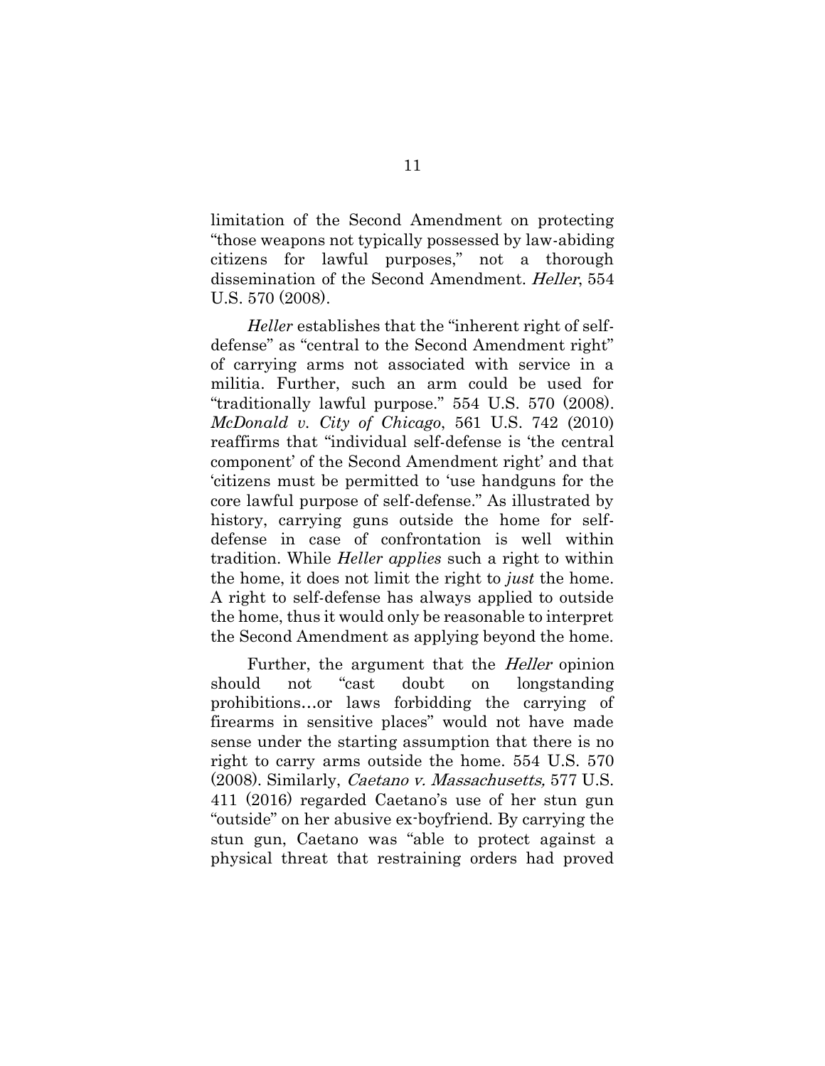limitation of the Second Amendment on protecting "those weapons not typically possessed by law-abiding citizens for lawful purposes," not a thorough dissemination of the Second Amendment. *Heller*, 554 U.S. 570 (2008).

*Heller* establishes that the "inherent right of self-defense" as "central to the Second Amendment right" of carrying arms not associated with service in a militia. Further, such an arm could be used for "traditionally lawful purpose." 554 U.S. 570 (2008). *McDonald v. City of Chicago*, 561 U.S. 742 (2010) reaffirms that "individual self-defense is 'the central component' of the Second Amendment right' and that 'citizens must be permitted to 'use handguns for the core lawful purpose of self-defense." As illustrated by history, carrying guns outside the home for self-defense in case of confrontation is well within tradition. While *Heller applies* such a right to within the home, it does not limit the right to *just* the home. A right to self-defense has always applied to outside the home, thus it would only be reasonable to interpret the Second Amendment as applying beyond the home.

Further, the argument that the *Heller* opinion should not "cast doubt on longstanding prohibitions…or laws forbidding the carrying of firearms in sensitive places" would not have made sense under the starting assumption that there is no right to carry arms outside the home. 554 U.S. 570 (2008). Similarly, *Caetano v. Massachusetts,* 577 U.S. 411 (2016) regarded Caetano's use of her stun gun "outside" on her abusive ex-boyfriend. By carrying the stun gun, Caetano was "able to protect against a physical threat that restraining orders had proved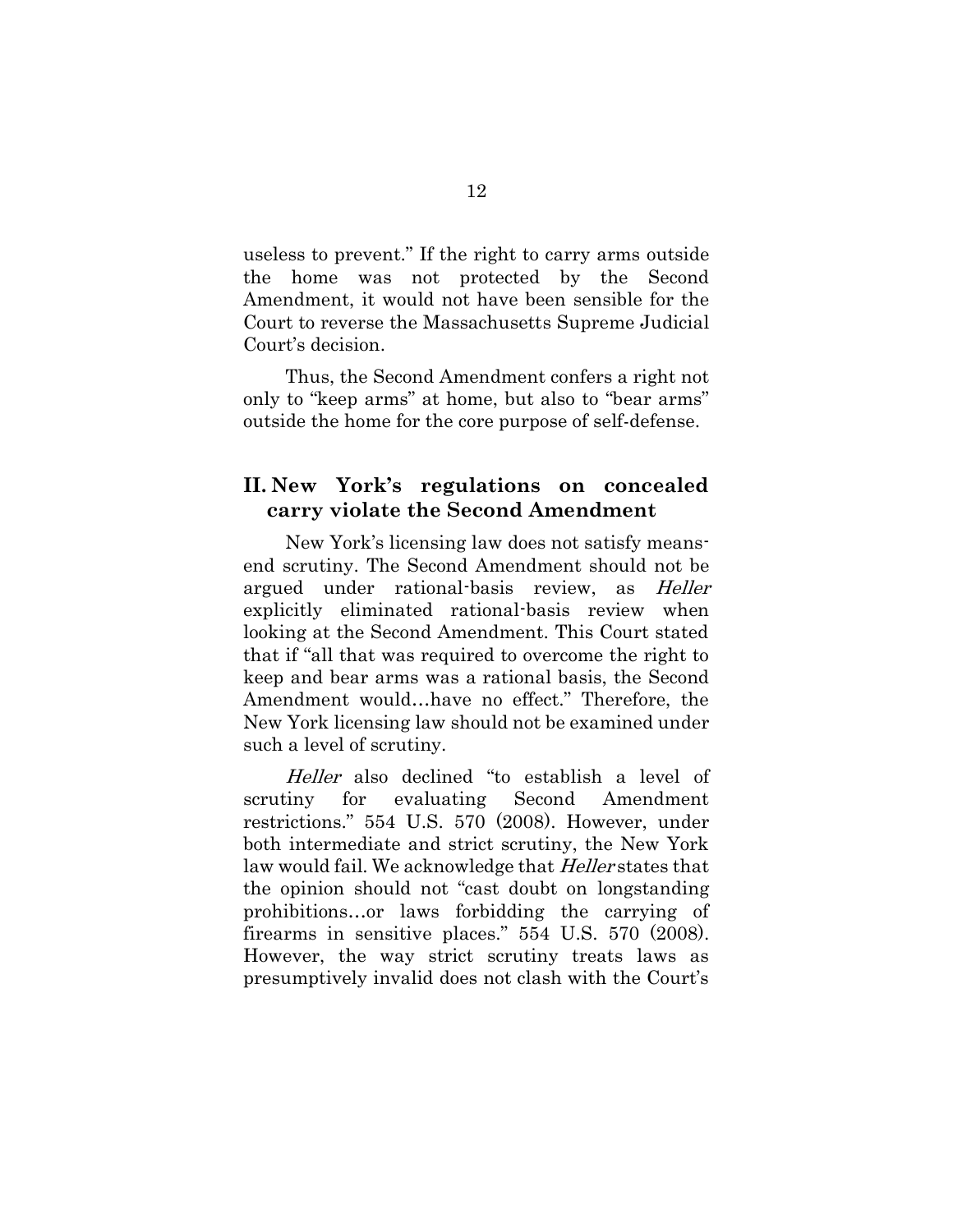useless to prevent." If the right to carry arms outside the home was not protected by the Second Amendment, it would not have been sensible for the Court to reverse the Massachusetts Supreme Judicial Court's decision.

Thus, the Second Amendment confers a right not only to "keep arms" at home, but also to "bear arms" outside the home for the core purpose of self-defense.

## II. New York's regulations on concealed carry violate the Second Amendment

New York's licensing law does not satisfy means-end scrutiny. The Second Amendment should not be argued under rational-basis review, as *Heller* explicitly eliminated rational-basis review when looking at the Second Amendment. This Court stated that if "all that was required to overcome the right to keep and bear arms was a rational basis, the Second Amendment would…have no effect." Therefore, the New York licensing law should not be examined under such a level of scrutiny.

*Heller* also declined "to establish a level of scrutiny for evaluating Second Amendment restrictions." 554 U.S. 570 (2008). However, under both intermediate and strict scrutiny, the New York law would fail. We acknowledge that *Heller* states that the opinion should not "cast doubt on longstanding prohibitions…or laws forbidding the carrying of firearms in sensitive places." 554 U.S. 570 (2008). However, the way strict scrutiny treats laws as presumptively invalid does not clash with the Court's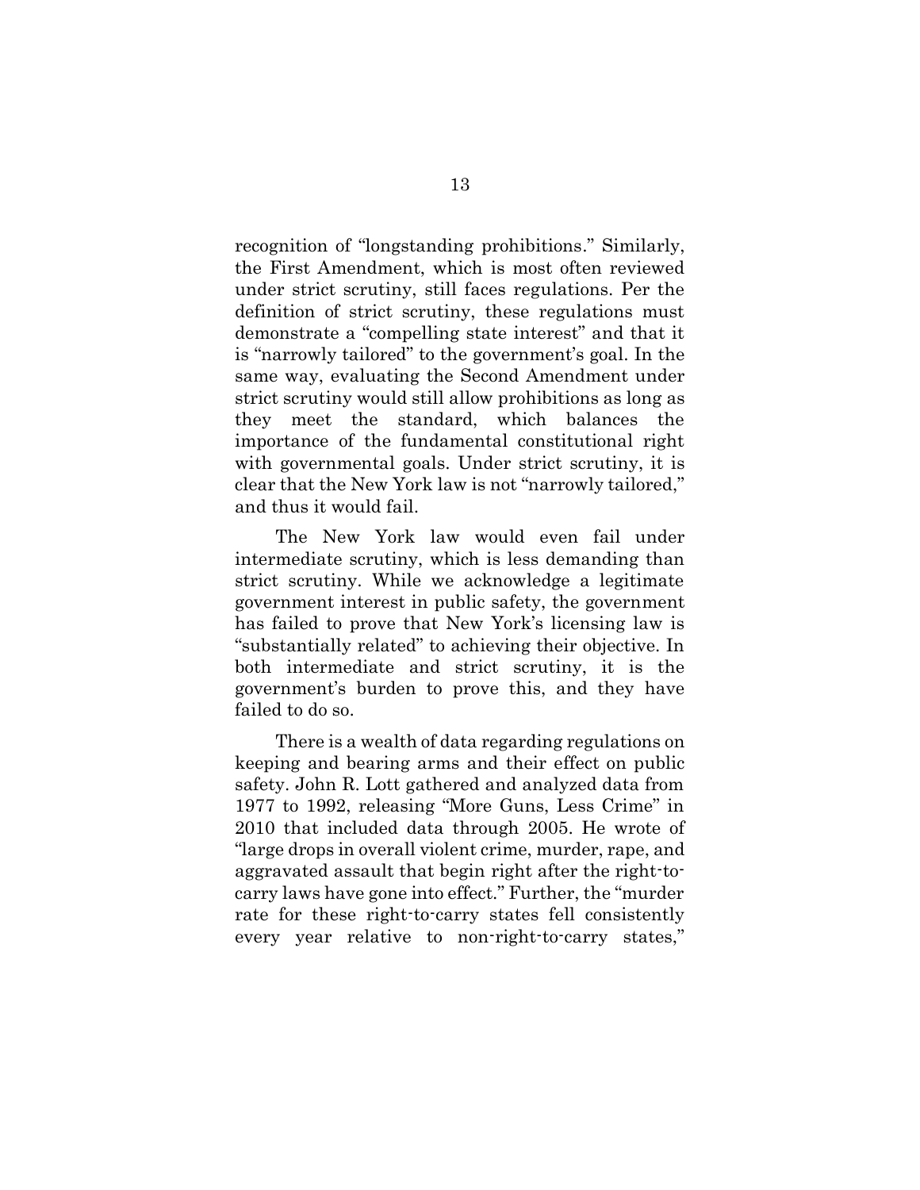recognition of "longstanding prohibitions." Similarly, the First Amendment, which is most often reviewed under strict scrutiny, still faces regulations. Per the definition of strict scrutiny, these regulations must demonstrate a "compelling state interest" and that it is "narrowly tailored" to the government's goal. In the same way, evaluating the Second Amendment under strict scrutiny would still allow prohibitions as long as they meet the standard, which balances the importance of the fundamental constitutional right with governmental goals. Under strict scrutiny, it is clear that the New York law is not "narrowly tailored," and thus it would fail.

The New York law would even fail under intermediate scrutiny, which is less demanding than strict scrutiny. While we acknowledge a legitimate government interest in public safety, the government has failed to prove that New York's licensing law is "substantially related" to achieving their objective. In both intermediate and strict scrutiny, it is the government's burden to prove this, and they have failed to do so.

There is a wealth of data regarding regulations on keeping and bearing arms and their effect on public safety. John R. Lott gathered and analyzed data from 1977 to 1992, releasing "More Guns, Less Crime" in 2010 that included data through 2005. He wrote of "large drops in overall violent crime, murder, rape, and aggravated assault that begin right after the right-to-carry laws have gone into effect." Further, the "murder rate for these right-to-carry states fell consistently every year relative to non-right-to-carry states,"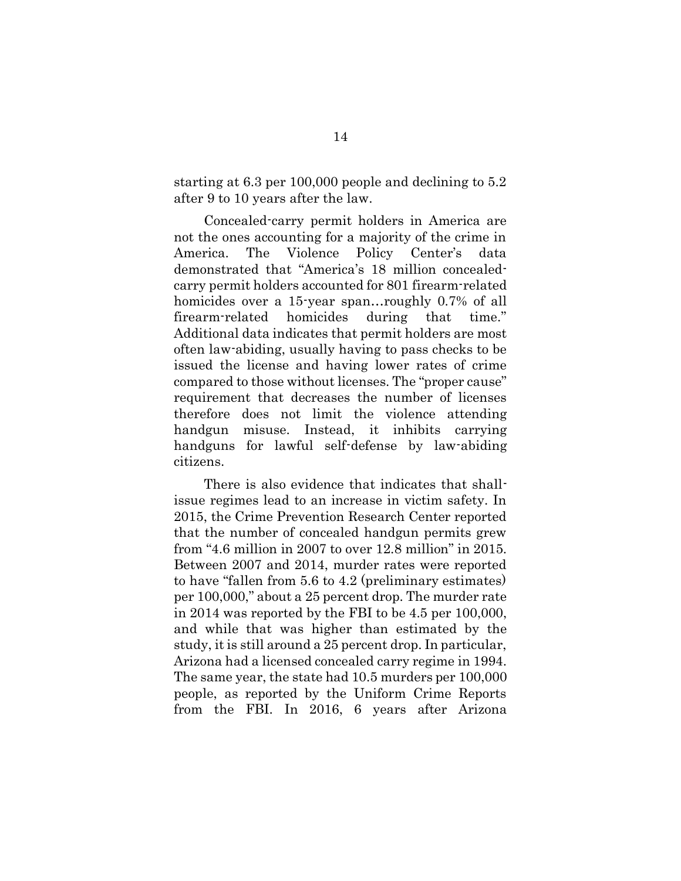starting at 6.3 per 100,000 people and declining to 5.2 after 9 to 10 years after the law.

Concealed-carry permit holders in America are not the ones accounting for a majority of the crime in America. The Violence Policy Center's data demonstrated that "America's 18 million concealed-carry permit holders accounted for 801 firearm-related homicides over a 15-year span…roughly 0.7% of all firearm-related homicides during that time." Additional data indicates that permit holders are most often law-abiding, usually having to pass checks to be issued the license and having lower rates of crime compared to those without licenses. The "proper cause" requirement that decreases the number of licenses therefore does not limit the violence attending handgun misuse. Instead, it inhibits carrying handguns for lawful self-defense by law-abiding citizens.

There is also evidence that indicates that shall-issue regimes lead to an increase in victim safety. In 2015, the Crime Prevention Research Center reported that the number of concealed handgun permits grew from "4.6 million in 2007 to over 12.8 million" in 2015. Between 2007 and 2014, murder rates were reported to have "fallen from 5.6 to 4.2 (preliminary estimates) per 100,000," about a 25 percent drop. The murder rate in 2014 was reported by the FBI to be 4.5 per 100,000, and while that was higher than estimated by the study, it is still around a 25 percent drop. In particular, Arizona had a licensed concealed carry regime in 1994. The same year, the state had 10.5 murders per 100,000 people, as reported by the Uniform Crime Reports from the FBI. In 2016, 6 years after Arizona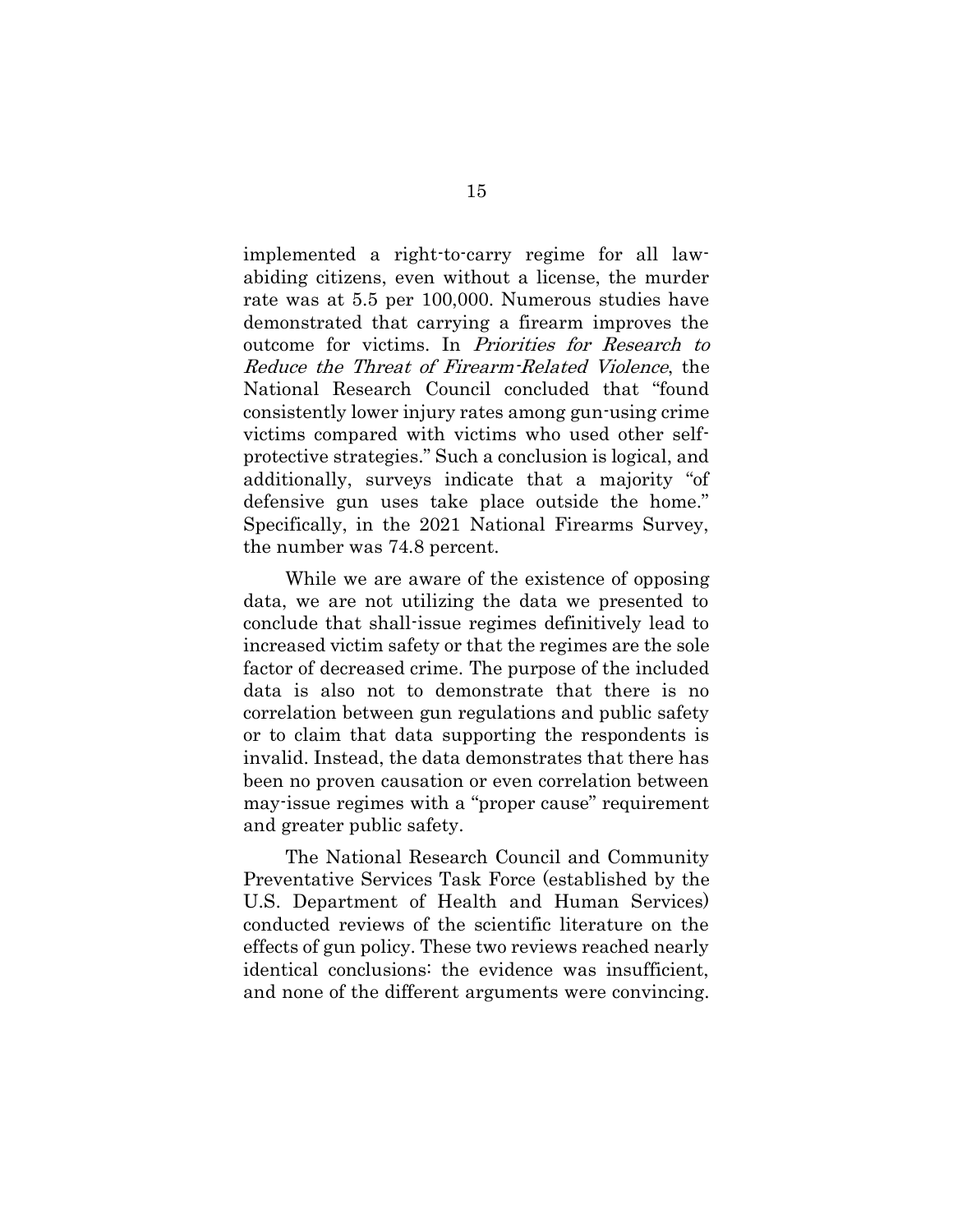implemented a right-to-carry regime for all law-abiding citizens, even without a license, the murder rate was at 5.5 per 100,000. Numerous studies have demonstrated that carrying a firearm improves the outcome for victims. In *Priorities for Research to Reduce the Threat of Firearm-Related Violence*, the National Research Council concluded that "found consistently lower injury rates among gun-using crime victims compared with victims who used other self-protective strategies." Such a conclusion is logical, and additionally, surveys indicate that a majority "of defensive gun uses take place outside the home." Specifically, in the 2021 National Firearms Survey, the number was 74.8 percent.

While we are aware of the existence of opposing data, we are not utilizing the data we presented to conclude that shall-issue regimes definitively lead to increased victim safety or that the regimes are the sole factor of decreased crime. The purpose of the included data is also not to demonstrate that there is no correlation between gun regulations and public safety or to claim that data supporting the respondents is invalid. Instead, the data demonstrates that there has been no proven causation or even correlation between may-issue regimes with a "proper cause" requirement and greater public safety.

The National Research Council and Community Preventative Services Task Force (established by the U.S. Department of Health and Human Services) conducted reviews of the scientific literature on the effects of gun policy. These two reviews reached nearly identical conclusions: the evidence was insufficient, and none of the different arguments were convincing.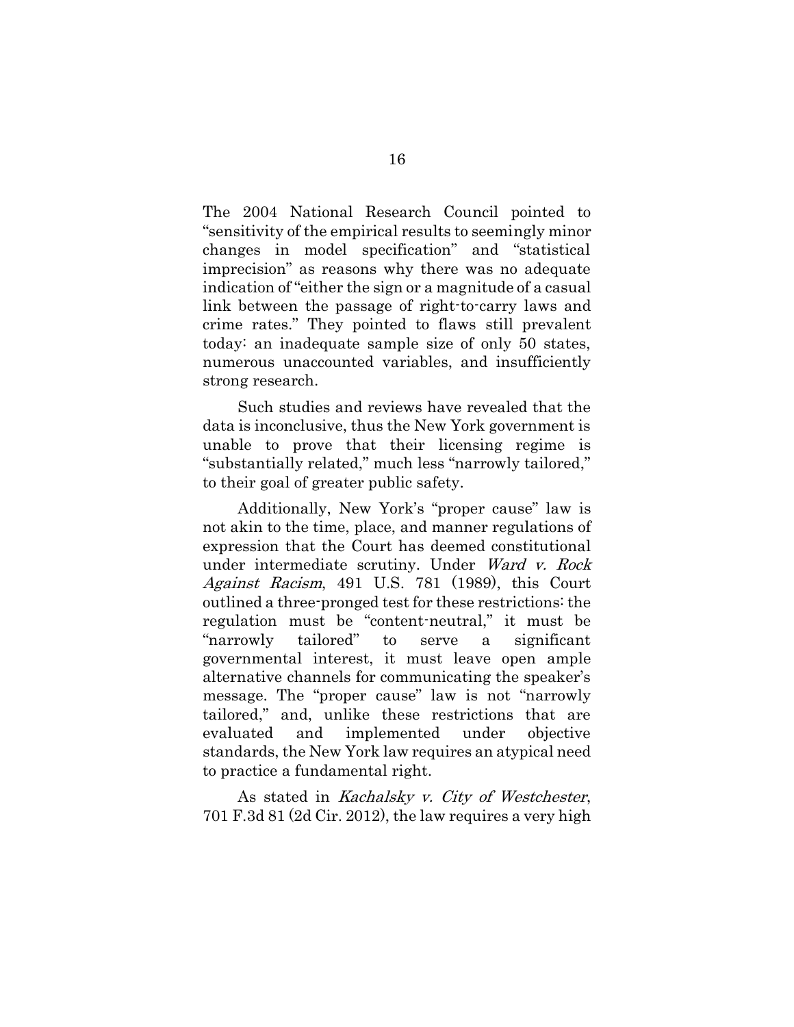The 2004 National Research Council pointed to "sensitivity of the empirical results to seemingly minor changes in model specification" and "statistical imprecision" as reasons why there was no adequate indication of "either the sign or a magnitude of a casual link between the passage of right-to-carry laws and crime rates." They pointed to flaws still prevalent today: an inadequate sample size of only 50 states, numerous unaccounted variables, and insufficiently strong research.

Such studies and reviews have revealed that the data is inconclusive, thus the New York government is unable to prove that their licensing regime is "substantially related," much less "narrowly tailored," to their goal of greater public safety.

Additionally, New York's "proper cause" law is not akin to the time, place, and manner regulations of expression that the Court has deemed constitutional under intermediate scrutiny. Under *Ward v. Rock Against Racism*, 491 U.S. 781 (1989), this Court outlined a three-pronged test for these restrictions: the regulation must be "content-neutral," it must be "narrowly tailored" to serve a significant governmental interest, it must leave open ample alternative channels for communicating the speaker's message. The "proper cause" law is not "narrowly tailored," and, unlike these restrictions that are evaluated and implemented under objective standards, the New York law requires an atypical need to practice a fundamental right.

As stated in *Kachalsky v. City of Westchester*, 701 F.3d 81 (2d Cir. 2012), the law requires a very high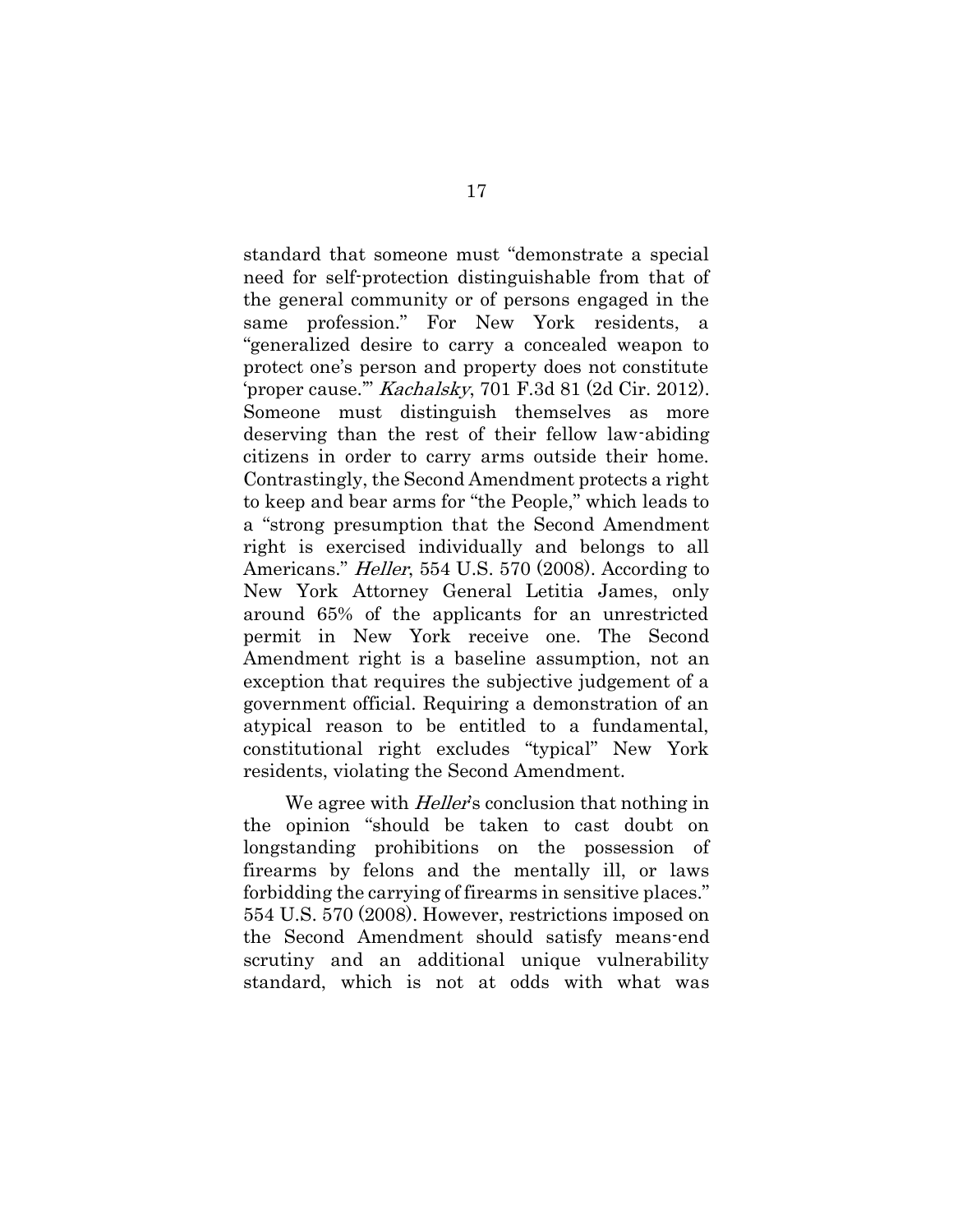standard that someone must "demonstrate a special need for self-protection distinguishable from that of the general community or of persons engaged in the same profession." For New York residents, a "generalized desire to carry a concealed weapon to protect one's person and property does not constitute 'proper cause.'" *Kachalsky*, 701 F.3d 81 (2d Cir. 2012). Someone must distinguish themselves as more deserving than the rest of their fellow law-abiding citizens in order to carry arms outside their home. Contrastingly, the Second Amendment protects a right to keep and bear arms for "the People," which leads to a "strong presumption that the Second Amendment right is exercised individually and belongs to all Americans." *Heller*, 554 U.S. 570 (2008). According to New York Attorney General Letitia James, only around 65% of the applicants for an unrestricted permit in New York receive one. The Second Amendment right is a baseline assumption, not an exception that requires the subjective judgement of a government official. Requiring a demonstration of an atypical reason to be entitled to a fundamental, constitutional right excludes "typical" New York residents, violating the Second Amendment.

We agree with *Heller*'s conclusion that nothing in the opinion "should be taken to cast doubt on longstanding prohibitions on the possession of firearms by felons and the mentally ill, or laws forbidding the carrying of firearms in sensitive places." 554 U.S. 570 (2008). However, restrictions imposed on the Second Amendment should satisfy means-end scrutiny and an additional unique vulnerability standard, which is not at odds with what was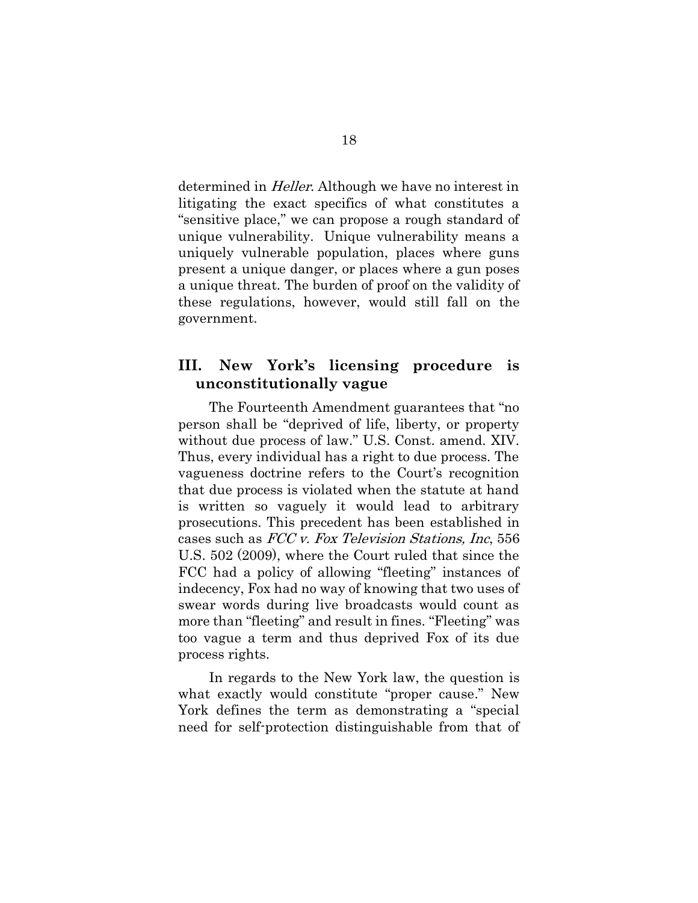determined in *Heller*. Although we have no interest in litigating the exact specifics of what constitutes a "sensitive place," we can propose a rough standard of unique vulnerability. Unique vulnerability means a uniquely vulnerable population, places where guns present a unique danger, or places where a gun poses a unique threat. The burden of proof on the validity of these regulations, however, would still fall on the government.

## III. New York's licensing procedure is unconstitutionally vague

The Fourteenth Amendment guarantees that "no person shall be "deprived of life, liberty, or property without due process of law." U.S. Const. amend. XIV. Thus, every individual has a right to due process. The vagueness doctrine refers to the Court's recognition that due process is violated when the statute at hand is written so vaguely it would lead to arbitrary prosecutions. This precedent has been established in cases such as *FCC v. Fox Television Stations, Inc*, 556 U.S. 502 (2009), where the Court ruled that since the FCC had a policy of allowing "fleeting" instances of indecency, Fox had no way of knowing that two uses of swear words during live broadcasts would count as more than "fleeting" and result in fines. "Fleeting" was too vague a term and thus deprived Fox of its due process rights.

In regards to the New York law, the question is what exactly would constitute "proper cause." New York defines the term as demonstrating a "special need for self-protection distinguishable from that of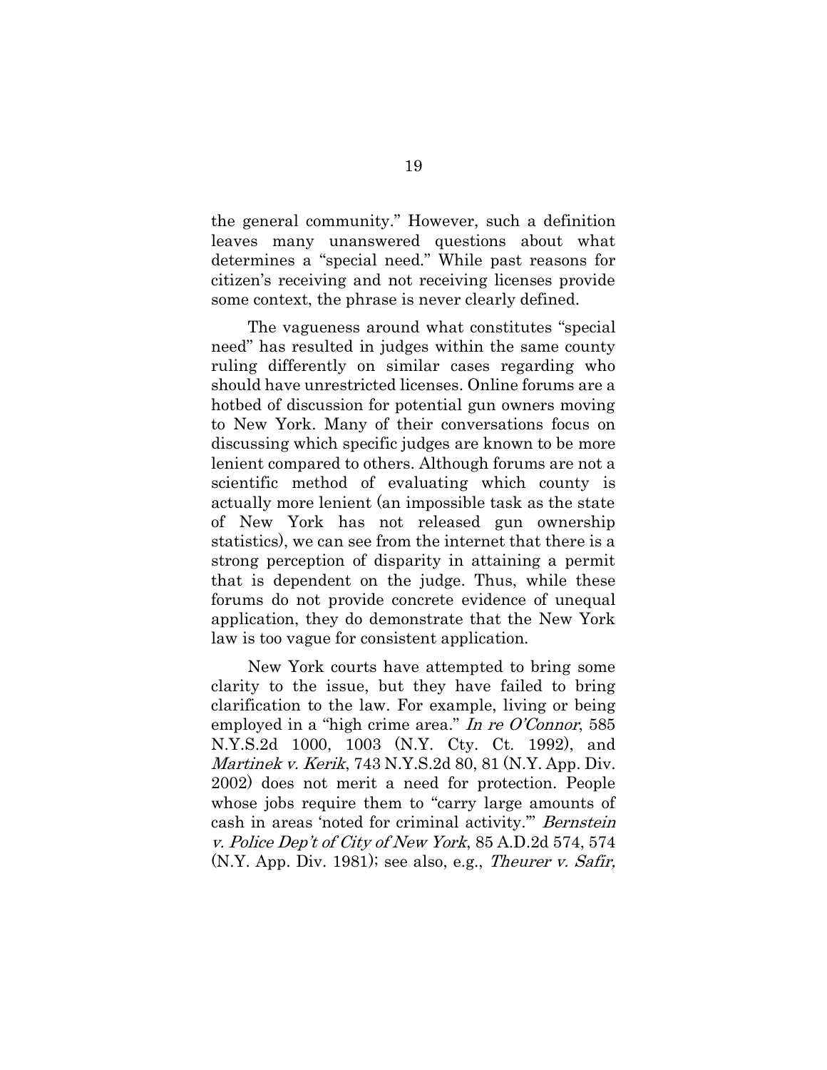the general community." However, such a definition leaves many unanswered questions about what determines a "special need." While past reasons for citizen's receiving and not receiving licenses provide some context, the phrase is never clearly defined.

The vagueness around what constitutes "special need" has resulted in judges within the same county ruling differently on similar cases regarding who should have unrestricted licenses. Online forums are a hotbed of discussion for potential gun owners moving to New York. Many of their conversations focus on discussing which specific judges are known to be more lenient compared to others. Although forums are not a scientific method of evaluating which county is actually more lenient (an impossible task as the state of New York has not released gun ownership statistics), we can see from the internet that there is a strong perception of disparity in attaining a permit that is dependent on the judge. Thus, while these forums do not provide concrete evidence of unequal application, they do demonstrate that the New York law is too vague for consistent application.

New York courts have attempted to bring some clarity to the issue, but they have failed to bring clarification to the law. For example, living or being employed in a "high crime area." *In re O'Connor*, 585 N.Y.S.2d 1000, 1003 (N.Y. Cty. Ct. 1992), and *Martinek v. Kerik*, 743 N.Y.S.2d 80, 81 (N.Y. App. Div. 2002) does not merit a need for protection. People whose jobs require them to "carry large amounts of cash in areas 'noted for criminal activity.'" *Bernstein v. Police Dep't of City of New York*, 85 A.D.2d 574, 574 (N.Y. App. Div. 1981); see also, e.g., *Theurer v. Safir,*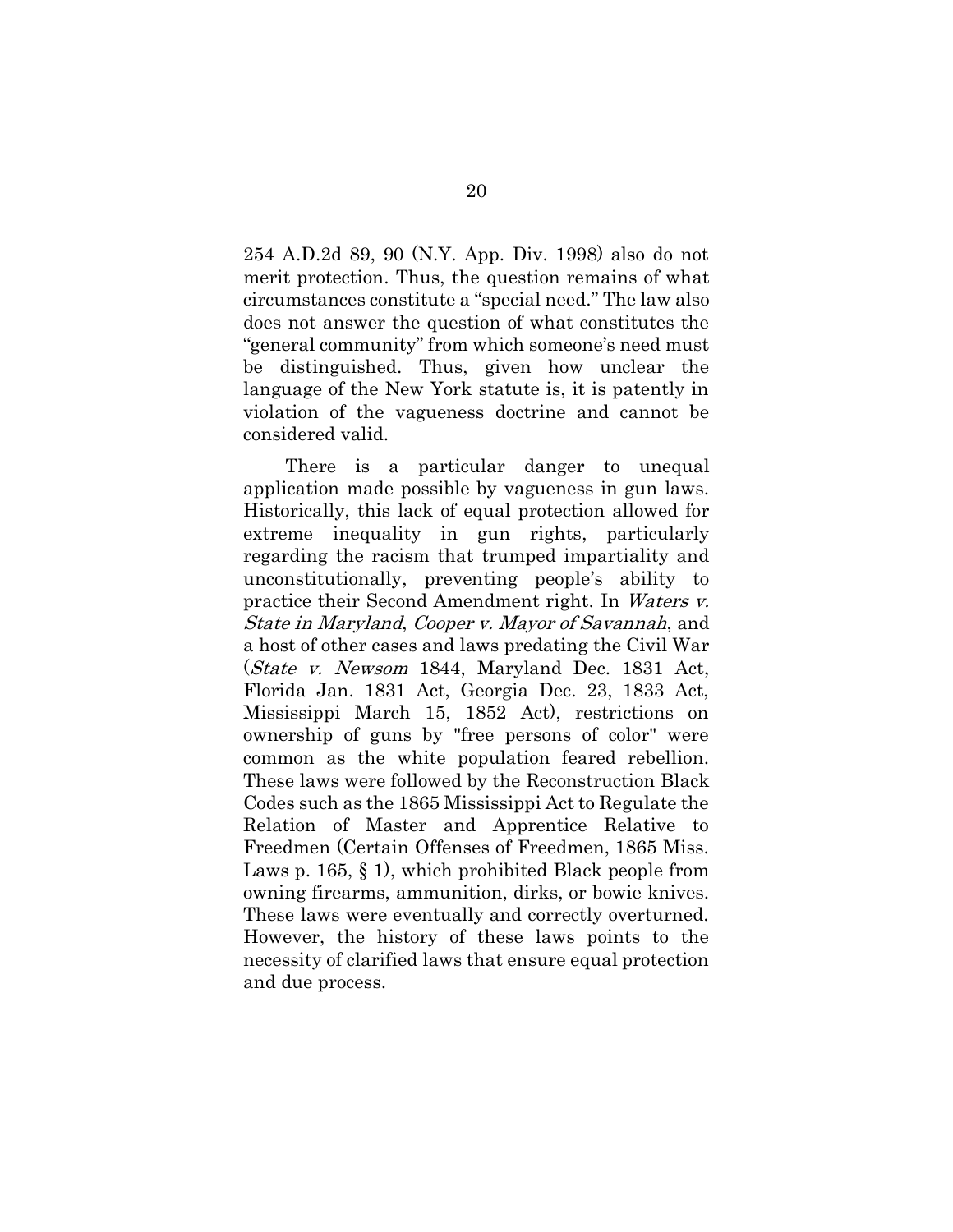254 A.D.2d 89, 90 (N.Y. App. Div. 1998) also do not merit protection. Thus, the question remains of what circumstances constitute a "special need." The law also does not answer the question of what constitutes the "general community" from which someone's need must be distinguished. Thus, given how unclear the language of the New York statute is, it is patently in violation of the vagueness doctrine and cannot be considered valid.

There is a particular danger to unequal application made possible by vagueness in gun laws. Historically, this lack of equal protection allowed for extreme inequality in gun rights, particularly regarding the racism that trumped impartiality and unconstitutionally, preventing people's ability to practice their Second Amendment right. In *Waters v. State in Maryland*, *Cooper v. Mayor of Savannah*, and a host of other cases and laws predating the Civil War (*State v. Newsom* 1844, Maryland Dec. 1831 Act, Florida Jan. 1831 Act, Georgia Dec. 23, 1833 Act, Mississippi March 15, 1852 Act), restrictions on ownership of guns by "free persons of color" were common as the white population feared rebellion. These laws were followed by the Reconstruction Black Codes such as the 1865 Mississippi Act to Regulate the Relation of Master and Apprentice Relative to Freedmen (Certain Offenses of Freedmen, 1865 Miss. Laws p. 165, § 1), which prohibited Black people from owning firearms, ammunition, dirks, or bowie knives. These laws were eventually and correctly overturned. However, the history of these laws points to the necessity of clarified laws that ensure equal protection and due process.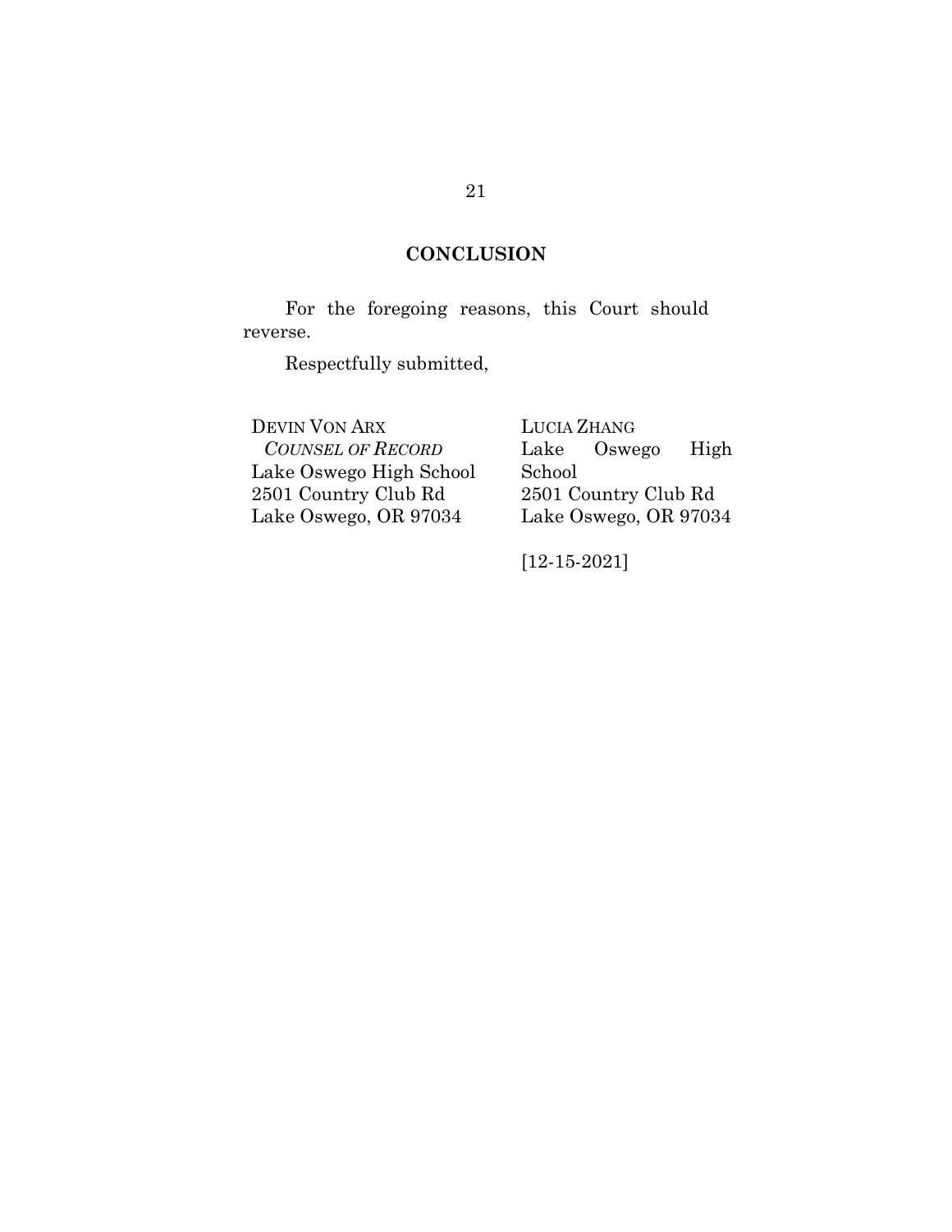## CONCLUSION

For the foregoing reasons, this Court should reverse.

Respectfully submitted,

DEVIN VON ARX
*COUNSEL OF RECORD*
Lake Oswego High School
2501 Country Club Rd
Lake Oswego, OR 97034

LUCIA ZHANG
Lake Oswego High School
2501 Country Club Rd
Lake Oswego, OR 97034

[12-15-2021]